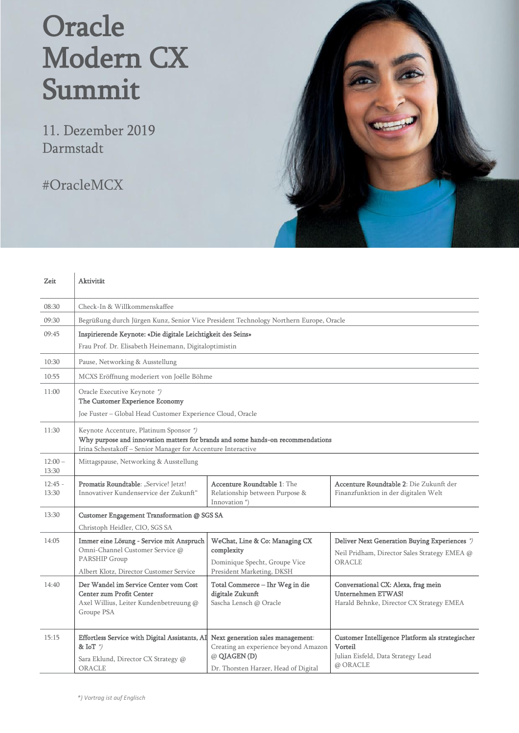# Oracle Modern CX Summit

11. Dezember 2019
Darmstadt

#OracleMCX

| Zeit | Aktivität | | |
|---|---|---|---|
| 08:30 | Check-In & Willkommenskaffee | | |
| 09:30 | Begrüßung durch Jürgen Kunz, Senior Vice President Technology Northern Europe, Oracle | | |
| 09:45 | **Inspirierende Keynote: «Die digitale Leichtigkeit des Seins»**<br>Frau Prof. Dr. Elisabeth Heinemann, Digitaloptimistin | | |
| 10:30 | Pause, Networking & Ausstellung | | |
| 10:55 | MCXS Eröffnung moderiert von Joëlle Böhme | | |
| 11:00 | Oracle Executive Keynote *)<br>**The Customer Experience Economy**<br>Joe Fuster – Global Head Customer Experience Cloud, Oracle | | |
| 11:30 | Keynote Accenture, Platinum Sponsor *)<br>**Why purpose and innovation matters for brands and some hands-on recommendations**<br>Irina Schestakoff – Senior Manager for Accenture Interactive | | |
| 12:00 – 13:30 | Mittagspause, Networking & Ausstellung | | |
| 12:45 - 13:30 | **Promatis Roundtable**: „Service! Jetzt! Innovativer Kundenservice der Zukunft" | **Accenture Roundtable 1**: The Relationship between Purpose & Innovation *) | **Accenture Roundtable 2**: Die Zukunft der Finanzfunktion in der digitalen Welt |
| 13:30 | **Customer Engagement Transformation @ SGS SA**<br>Christoph Heidler, CIO, SGS SA | | |
| 14:05 | **Immer eine Lösung - Service mit Anspruch**<br>Omni-Channel Customer Service @ PARSHIP Group<br>Albert Klotz, Director Customer Service | **WeChat, Line & Co: Managing CX complexity**<br>Dominique Specht, Groupe Vice President Marketing, DKSH | **Deliver Next Generation Buying Experiences** *)<br>Neil Pridham, Director Sales Strategy EMEA @ ORACLE |
| 14:40 | **Der Wandel im Service Center vom Cost Center zum Profit Center**<br>Axel Willius, Leiter Kundenbetreuung @ Groupe PSA | **Total Commerce – Ihr Weg in die digitale Zukunft**<br>Sascha Lensch @ Oracle | **Conversational CX: Alexa, frag mein Unternehmen ETWAS!**<br>Harald Behnke, Director CX Strategy EMEA |
| 15:15 | **Effortless Service with Digital Assistants, AI & IoT** *)<br>Sara Eklund, Director CX Strategy @ ORACLE | **Next generation sales management**: Creating an experience beyond Amazon @ **QIAGEN (D)**<br>Dr. Thorsten Harzer, Head of Digital | **Customer Intelligence Platform als strategischer Vorteil**<br>Julian Eisfeld, Data Strategy Lead @ ORACLE |

*\*) Vortrag ist auf Englisch*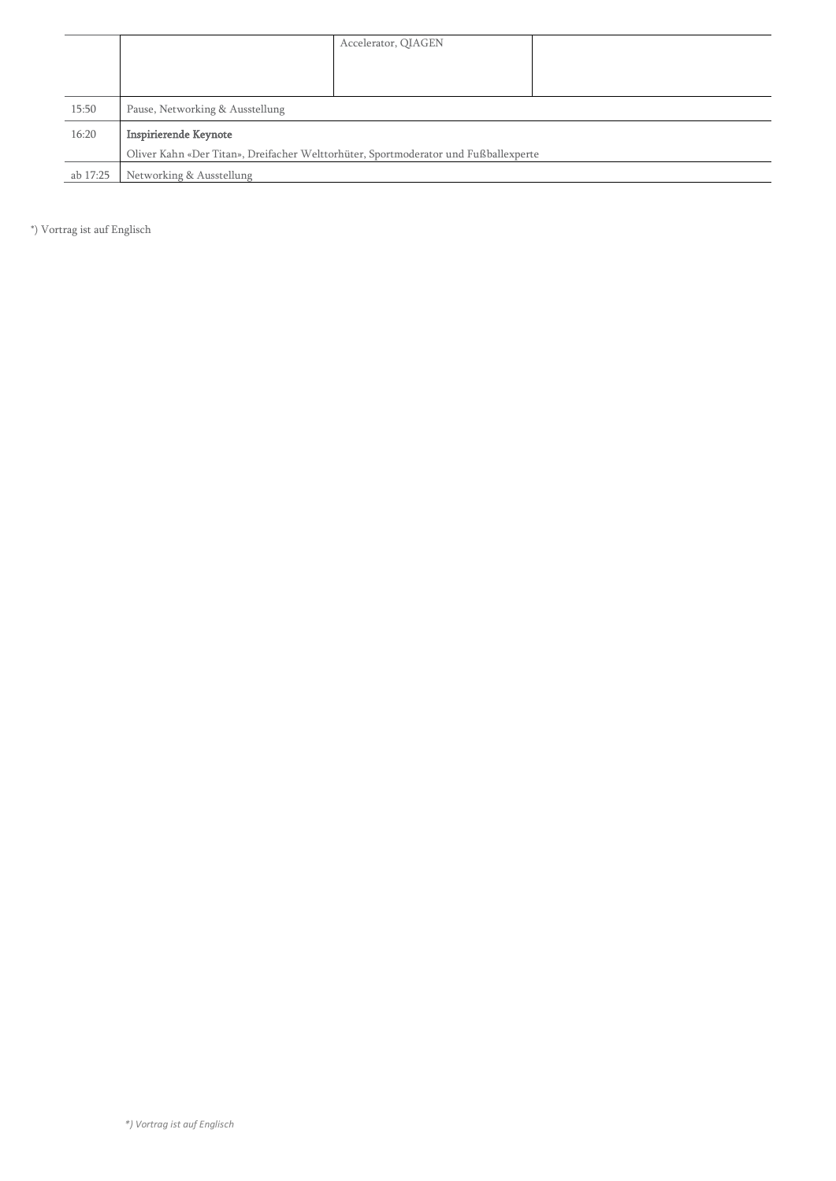| | | | |
|---|---|---|---|
| | | Accelerator, QIAGEN | |
| 15:50 | Pause, Networking & Ausstellung | | |
| 16:20 | **Inspirierende Keynote**<br>Oliver Kahn «Der Titan», Dreifacher Welttorhüter, Sportmoderator und Fußballexperte | | |
| ab 17:25 | Networking & Ausstellung | | |

*) Vortrag ist auf Englisch